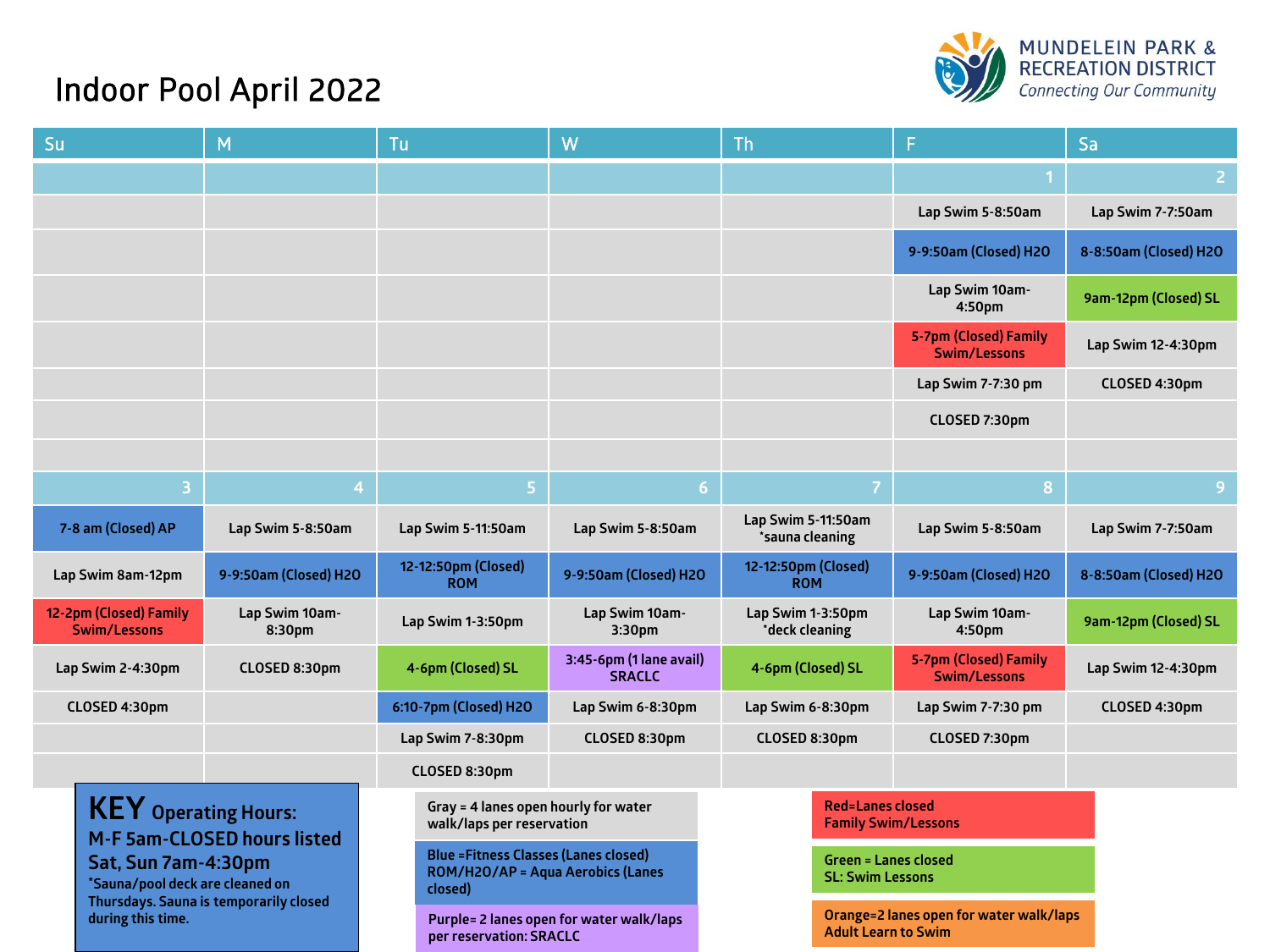# Indoor Pool April 2022

MUNDELEIN PARK & RECREATION DISTRICT
*Connecting Our Community*

| Su | M | Tu | W | Th | F | Sa |
|---|---|---|---|---|---|---|
| | | | | | 1 | 2 |
| | | | | | Lap Swim 5-8:50am | Lap Swim 7-7:50am |
| | | | | | 9-9:50am (Closed) H2O | 8-8:50am (Closed) H2O |
| | | | | | Lap Swim 10am-4:50pm | 9am-12pm (Closed) SL |
| | | | | | 5-7pm (Closed) Family Swim/Lessons | Lap Swim 12-4:30pm |
| | | | | | Lap Swim 7-7:30 pm | CLOSED 4:30pm |
| | | | | | CLOSED 7:30pm | |
| 3 | 4 | 5 | 6 | 7 | 8 | 9 |
| 7-8 am (Closed) AP | Lap Swim 5-8:50am | Lap Swim 5-11:50am | Lap Swim 5-8:50am | Lap Swim 5-11:50am *sauna cleaning | Lap Swim 5-8:50am | Lap Swim 7-7:50am |
| Lap Swim 8am-12pm | 9-9:50am (Closed) H2O | 12-12:50pm (Closed) ROM | 9-9:50am (Closed) H2O | 12-12:50pm (Closed) ROM | 9-9:50am (Closed) H2O | 8-8:50am (Closed) H2O |
| 12-2pm (Closed) Family Swim/Lessons | Lap Swim 10am-8:30pm | Lap Swim 1-3:50pm | Lap Swim 10am-3:30pm | Lap Swim 1-3:50pm *deck cleaning | Lap Swim 10am-4:50pm | 9am-12pm (Closed) SL |
| Lap Swim 2-4:30pm | CLOSED 8:30pm | 4-6pm (Closed) SL | 3:45-6pm (1 lane avail) SRACLC | 4-6pm (Closed) SL | 5-7pm (Closed) Family Swim/Lessons | Lap Swim 12-4:30pm |
| CLOSED 4:30pm | | 6:10-7pm (Closed) H2O | Lap Swim 6-8:30pm | Lap Swim 6-8:30pm | Lap Swim 7-7:30 pm | CLOSED 4:30pm |
| | | Lap Swim 7-8:30pm | CLOSED 8:30pm | CLOSED 8:30pm | CLOSED 7:30pm | |
| | | CLOSED 8:30pm | | | | |

**KEY Operating Hours:**
**M-F 5am-CLOSED hours listed**
**Sat, Sun 7am-4:30pm**
*Sauna/pool deck are cleaned on Thursdays. Sauna is temporarily closed during this time.

- Gray = 4 lanes open hourly for water walk/laps per reservation
- Blue =Fitness Classes (Lanes closed) ROM/H2O/AP = Aqua Aerobics (Lanes closed)
- Purple= 2 lanes open for water walk/laps per reservation: SRACLC
- Red=Lanes closed Family Swim/Lessons
- Green = Lanes closed SL: Swim Lessons
- Orange=2 lanes open for water walk/laps Adult Learn to Swim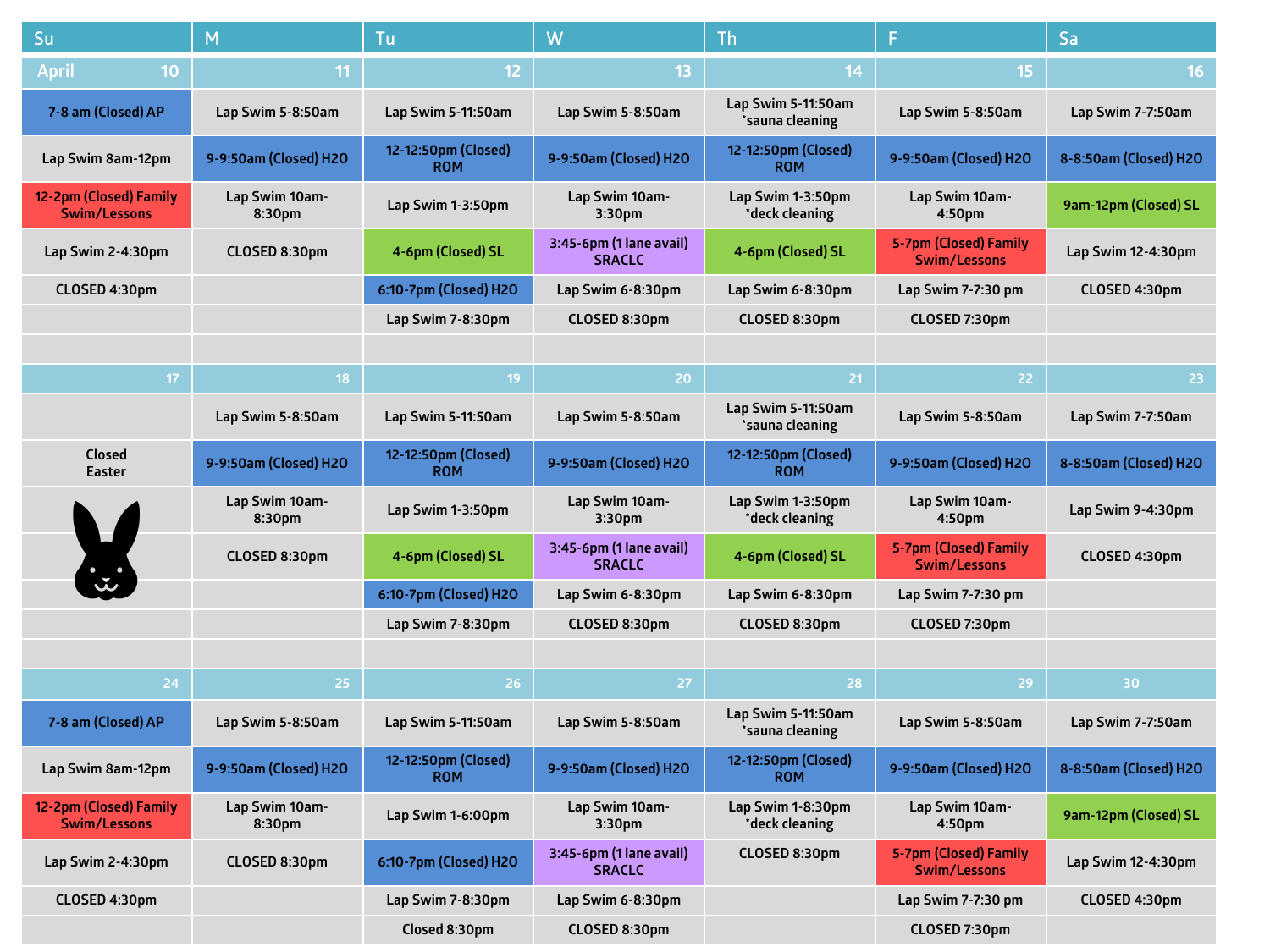| Su | M | Tu | W | Th | F | Sa |
|---|---|---|---|---|---|---|
| April 10 | 11 | 12 | 13 | 14 | 15 | 16 |
| 7-8 am (Closed) AP | Lap Swim 5-8:50am | Lap Swim 5-11:50am | Lap Swim 5-8:50am | Lap Swim 5-11:50am *sauna cleaning | Lap Swim 5-8:50am | Lap Swim 7-7:50am |
| Lap Swim 8am-12pm | 9-9:50am (Closed) H2O | 12-12:50pm (Closed) ROM | 9-9:50am (Closed) H2O | 12-12:50pm (Closed) ROM | 9-9:50am (Closed) H2O | 8-8:50am (Closed) H2O |
| 12-2pm (Closed) Family Swim/Lessons | Lap Swim 10am-8:30pm | Lap Swim 1-3:50pm | Lap Swim 10am-3:30pm | Lap Swim 1-3:50pm *deck cleaning | Lap Swim 10am-4:50pm | 9am-12pm (Closed) SL |
| Lap Swim 2-4:30pm | CLOSED 8:30pm | 4-6pm (Closed) SL | 3:45-6pm (1 lane avail) SRACLC | 4-6pm (Closed) SL | 5-7pm (Closed) Family Swim/Lessons | Lap Swim 12-4:30pm |
| CLOSED 4:30pm | | 6:10-7pm (Closed) H2O | Lap Swim 6-8:30pm | Lap Swim 6-8:30pm | Lap Swim 7-7:30 pm | CLOSED 4:30pm |
| | | Lap Swim 7-8:30pm | CLOSED 8:30pm | CLOSED 8:30pm | CLOSED 7:30pm | |
| 17 | 18 | 19 | 20 | 21 | 22 | 23 |
| | Lap Swim 5-8:50am | Lap Swim 5-11:50am | Lap Swim 5-8:50am | Lap Swim 5-11:50am *sauna cleaning | Lap Swim 5-8:50am | Lap Swim 7-7:50am |
| Closed Easter | 9-9:50am (Closed) H2O | 12-12:50pm (Closed) ROM | 9-9:50am (Closed) H2O | 12-12:50pm (Closed) ROM | 9-9:50am (Closed) H2O | 8-8:50am (Closed) H2O |
| | Lap Swim 10am-8:30pm | Lap Swim 1-3:50pm | Lap Swim 10am-3:30pm | Lap Swim 1-3:50pm *deck cleaning | Lap Swim 10am-4:50pm | Lap Swim 9-4:30pm |
| | CLOSED 8:30pm | 4-6pm (Closed) SL | 3:45-6pm (1 lane avail) SRACLC | 4-6pm (Closed) SL | 5-7pm (Closed) Family Swim/Lessons | CLOSED 4:30pm |
| | | 6:10-7pm (Closed) H2O | Lap Swim 6-8:30pm | Lap Swim 6-8:30pm | Lap Swim 7-7:30 pm | |
| | | Lap Swim 7-8:30pm | CLOSED 8:30pm | CLOSED 8:30pm | CLOSED 7:30pm | |
| 24 | 25 | 26 | 27 | 28 | 29 | 30 |
| 7-8 am (Closed) AP | Lap Swim 5-8:50am | Lap Swim 5-11:50am | Lap Swim 5-8:50am | Lap Swim 5-11:50am *sauna cleaning | Lap Swim 5-8:50am | Lap Swim 7-7:50am |
| Lap Swim 8am-12pm | 9-9:50am (Closed) H2O | 12-12:50pm (Closed) ROM | 9-9:50am (Closed) H2O | 12-12:50pm (Closed) ROM | 9-9:50am (Closed) H2O | 8-8:50am (Closed) H2O |
| 12-2pm (Closed) Family Swim/Lessons | Lap Swim 10am-8:30pm | Lap Swim 1-6:00pm | Lap Swim 10am-3:30pm | Lap Swim 1-8:30pm *deck cleaning | Lap Swim 10am-4:50pm | 9am-12pm (Closed) SL |
| Lap Swim 2-4:30pm | CLOSED 8:30pm | 6:10-7pm (Closed) H2O | 3:45-6pm (1 lane avail) SRACLC | CLOSED 8:30pm | 5-7pm (Closed) Family Swim/Lessons | Lap Swim 12-4:30pm |
| CLOSED 4:30pm | | Lap Swim 7-8:30pm | Lap Swim 6-8:30pm | | Lap Swim 7-7:30 pm | CLOSED 4:30pm |
| | | Closed 8:30pm | CLOSED 8:30pm | | CLOSED 7:30pm | |